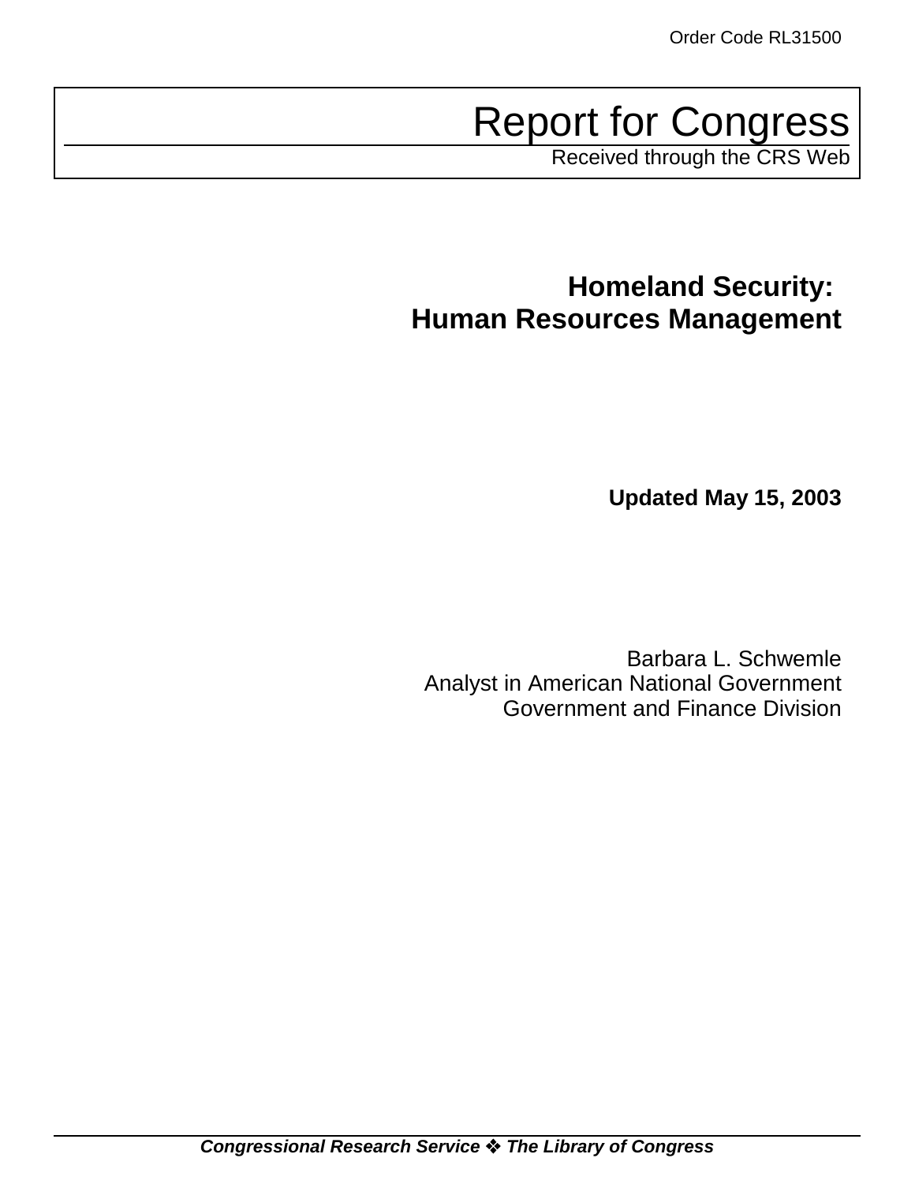Order Code RL31500

# Report for Congress

Received through the CRS Web

## Homeland Security: Human Resources Management

**Updated May 15, 2003**

Barbara L. Schwemle
Analyst in American National Government
Government and Finance Division

***Congressional Research Service ❖ The Library of Congress***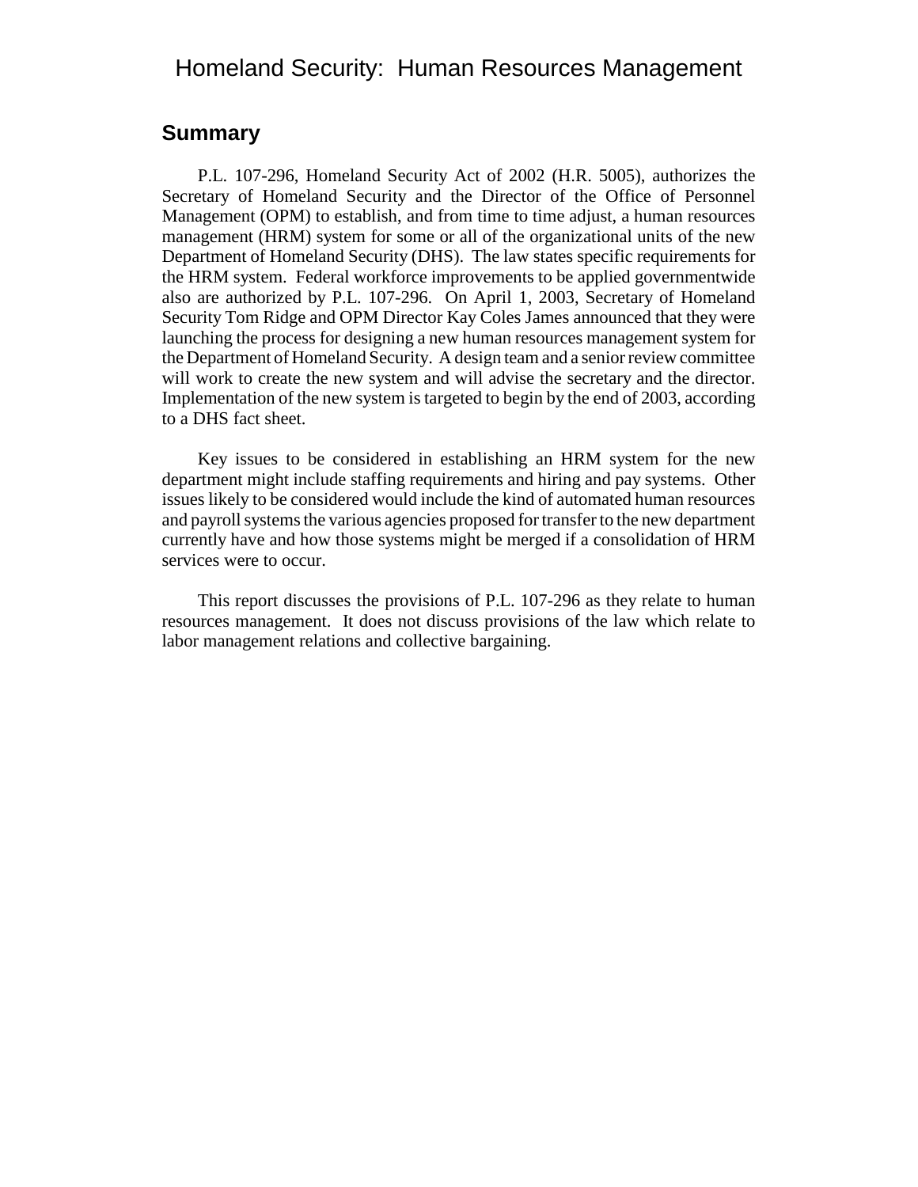# Homeland Security: Human Resources Management

## Summary

P.L. 107-296, Homeland Security Act of 2002 (H.R. 5005), authorizes the Secretary of Homeland Security and the Director of the Office of Personnel Management (OPM) to establish, and from time to time adjust, a human resources management (HRM) system for some or all of the organizational units of the new Department of Homeland Security (DHS). The law states specific requirements for the HRM system. Federal workforce improvements to be applied governmentwide also are authorized by P.L. 107-296. On April 1, 2003, Secretary of Homeland Security Tom Ridge and OPM Director Kay Coles James announced that they were launching the process for designing a new human resources management system for the Department of Homeland Security. A design team and a senior review committee will work to create the new system and will advise the secretary and the director. Implementation of the new system is targeted to begin by the end of 2003, according to a DHS fact sheet.

Key issues to be considered in establishing an HRM system for the new department might include staffing requirements and hiring and pay systems. Other issues likely to be considered would include the kind of automated human resources and payroll systems the various agencies proposed for transfer to the new department currently have and how those systems might be merged if a consolidation of HRM services were to occur.

This report discusses the provisions of P.L. 107-296 as they relate to human resources management. It does not discuss provisions of the law which relate to labor management relations and collective bargaining.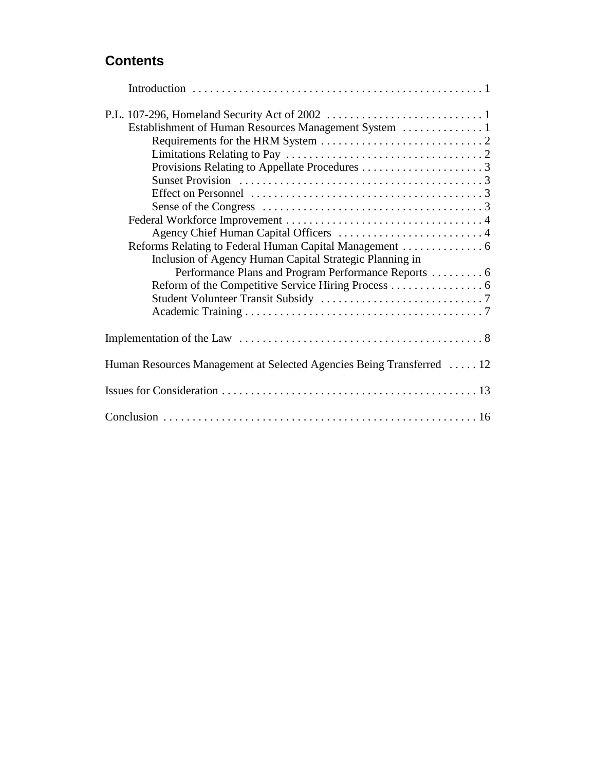## Contents

Introduction . . . . . . . . . . . . . . . . . . . . . . . . . . . . . . . . . . . . . . . . . . . . . . . . . . 1

P.L. 107-296, Homeland Security Act of 2002 . . . . . . . . . . . . . . . . . . . . . . . . . . . 1
- Establishment of Human Resources Management System . . . . . . . . . . . . . . 1
  - Requirements for the HRM System . . . . . . . . . . . . . . . . . . . . . . . . . . . . 2
  - Limitations Relating to Pay . . . . . . . . . . . . . . . . . . . . . . . . . . . . . . . . . . 2
  - Provisions Relating to Appellate Procedures . . . . . . . . . . . . . . . . . . . . . 3
  - Sunset Provision . . . . . . . . . . . . . . . . . . . . . . . . . . . . . . . . . . . . . . . . . . 3
  - Effect on Personnel . . . . . . . . . . . . . . . . . . . . . . . . . . . . . . . . . . . . . . . . 3
  - Sense of the Congress . . . . . . . . . . . . . . . . . . . . . . . . . . . . . . . . . . . . . . 3
- Federal Workforce Improvement . . . . . . . . . . . . . . . . . . . . . . . . . . . . . . . . . . 4
  - Agency Chief Human Capital Officers . . . . . . . . . . . . . . . . . . . . . . . . . 4
- Reforms Relating to Federal Human Capital Management . . . . . . . . . . . . . . 6
  - Inclusion of Agency Human Capital Strategic Planning in Performance Plans and Program Performance Reports . . . . . . . . . 6
  - Reform of the Competitive Service Hiring Process . . . . . . . . . . . . . . . . 6
  - Student Volunteer Transit Subsidy . . . . . . . . . . . . . . . . . . . . . . . . . . . . 7
  - Academic Training . . . . . . . . . . . . . . . . . . . . . . . . . . . . . . . . . . . . . . . . . 7

Implementation of the Law . . . . . . . . . . . . . . . . . . . . . . . . . . . . . . . . . . . . . . . . . . 8

Human Resources Management at Selected Agencies Being Transferred . . . . . 12

Issues for Consideration . . . . . . . . . . . . . . . . . . . . . . . . . . . . . . . . . . . . . . . . . . . . 13

Conclusion . . . . . . . . . . . . . . . . . . . . . . . . . . . . . . . . . . . . . . . . . . . . . . . . . . . . . . 16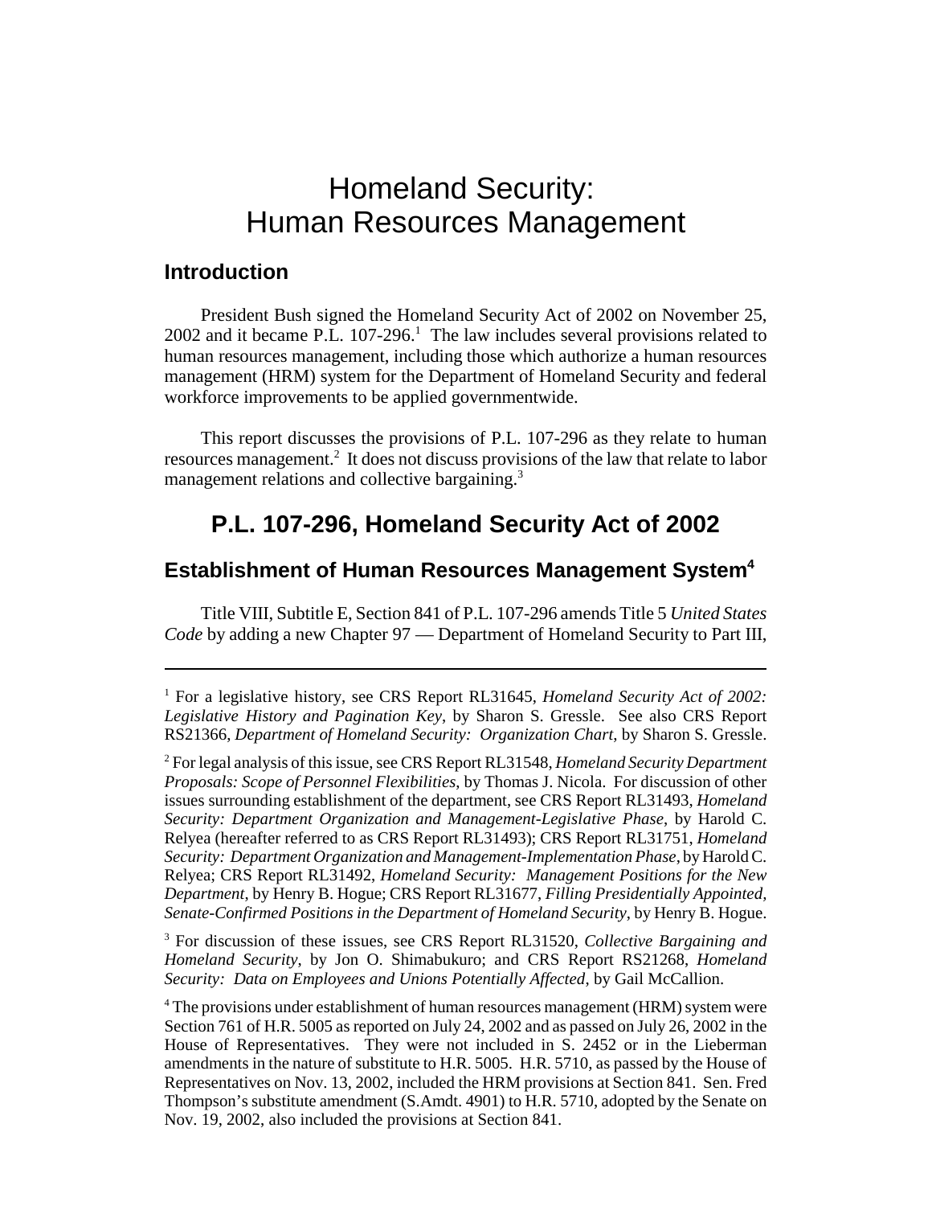# Homeland Security: Human Resources Management

## Introduction

President Bush signed the Homeland Security Act of 2002 on November 25, 2002 and it became P.L. 107-296.[1] The law includes several provisions related to human resources management, including those which authorize a human resources management (HRM) system for the Department of Homeland Security and federal workforce improvements to be applied governmentwide.

This report discusses the provisions of P.L. 107-296 as they relate to human resources management.[2] It does not discuss provisions of the law that relate to labor management relations and collective bargaining.[3]

## P.L. 107-296, Homeland Security Act of 2002

### Establishment of Human Resources Management System[4]

Title VIII, Subtitle E, Section 841 of P.L. 107-296 amends Title 5 *United States Code* by adding a new Chapter 97 — Department of Homeland Security to Part III,

---

[1] For a legislative history, see CRS Report RL31645, *Homeland Security Act of 2002: Legislative History and Pagination Key*, by Sharon S. Gressle. See also CRS Report RS21366, *Department of Homeland Security: Organization Chart*, by Sharon S. Gressle.

[2] For legal analysis of this issue, see CRS Report RL31548, *Homeland Security Department Proposals: Scope of Personnel Flexibilities*, by Thomas J. Nicola. For discussion of other issues surrounding establishment of the department, see CRS Report RL31493, *Homeland Security: Department Organization and Management-Legislative Phase*, by Harold C. Relyea (hereafter referred to as CRS Report RL31493); CRS Report RL31751, *Homeland Security: Department Organization and Management-Implementation Phase*, by Harold C. Relyea; CRS Report RL31492, *Homeland Security: Management Positions for the New Department*, by Henry B. Hogue; CRS Report RL31677, *Filling Presidentially Appointed, Senate-Confirmed Positions in the Department of Homeland Security*, by Henry B. Hogue.

[3] For discussion of these issues, see CRS Report RL31520, *Collective Bargaining and Homeland Security*, by Jon O. Shimabukuro; and CRS Report RS21268, *Homeland Security: Data on Employees and Unions Potentially Affected*, by Gail McCallion.

[4] The provisions under establishment of human resources management (HRM) system were Section 761 of H.R. 5005 as reported on July 24, 2002 and as passed on July 26, 2002 in the House of Representatives. They were not included in S. 2452 or in the Lieberman amendments in the nature of substitute to H.R. 5005. H.R. 5710, as passed by the House of Representatives on Nov. 13, 2002, included the HRM provisions at Section 841. Sen. Fred Thompson's substitute amendment (S.Amdt. 4901) to H.R. 5710, adopted by the Senate on Nov. 19, 2002, also included the provisions at Section 841.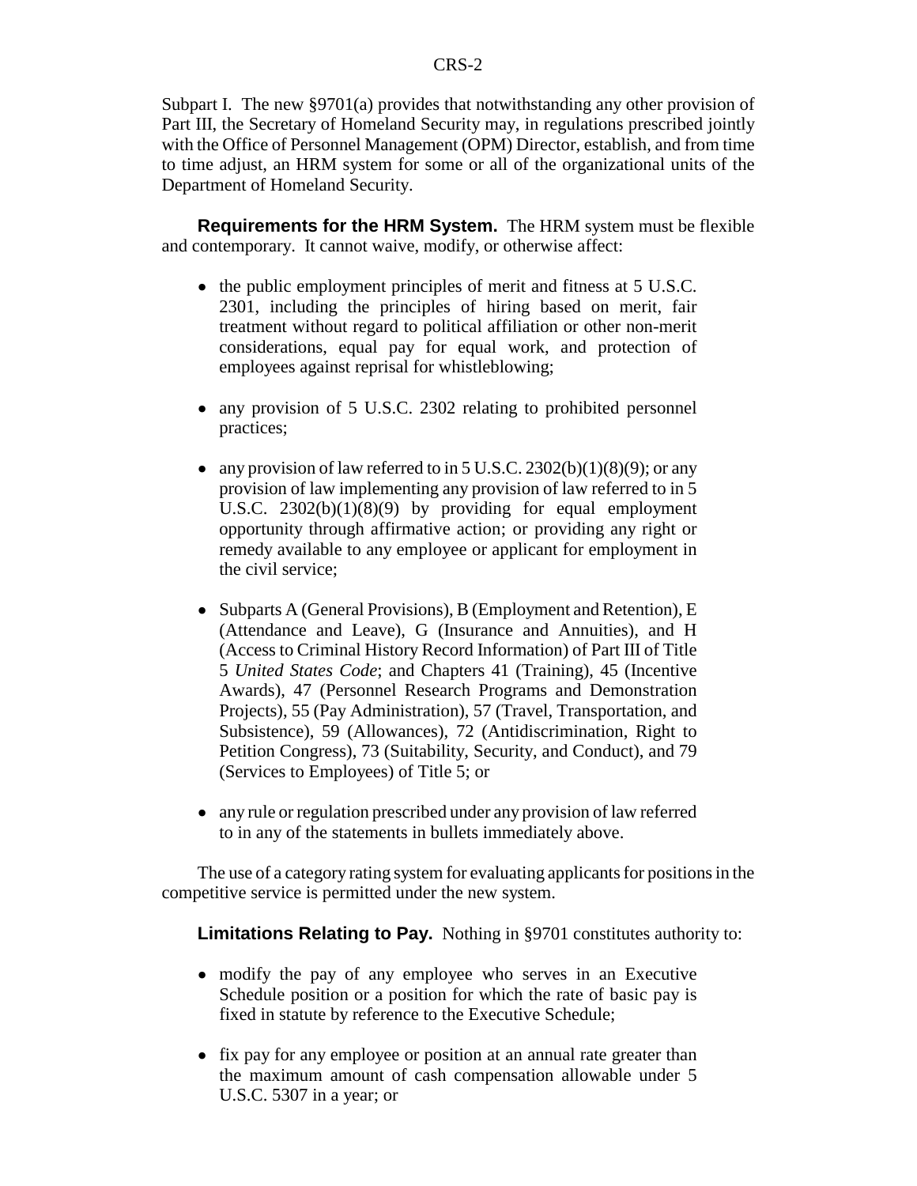Subpart I. The new §9701(a) provides that notwithstanding any other provision of Part III, the Secretary of Homeland Security may, in regulations prescribed jointly with the Office of Personnel Management (OPM) Director, establish, and from time to time adjust, an HRM system for some or all of the organizational units of the Department of Homeland Security.

**Requirements for the HRM System.** The HRM system must be flexible and contemporary. It cannot waive, modify, or otherwise affect:

- the public employment principles of merit and fitness at 5 U.S.C. 2301, including the principles of hiring based on merit, fair treatment without regard to political affiliation or other non-merit considerations, equal pay for equal work, and protection of employees against reprisal for whistleblowing;
- any provision of 5 U.S.C. 2302 relating to prohibited personnel practices;
- any provision of law referred to in 5 U.S.C. 2302(b)(1)(8)(9); or any provision of law implementing any provision of law referred to in 5 U.S.C. 2302(b)(1)(8)(9) by providing for equal employment opportunity through affirmative action; or providing any right or remedy available to any employee or applicant for employment in the civil service;
- Subparts A (General Provisions), B (Employment and Retention), E (Attendance and Leave), G (Insurance and Annuities), and H (Access to Criminal History Record Information) of Part III of Title 5 *United States Code*; and Chapters 41 (Training), 45 (Incentive Awards), 47 (Personnel Research Programs and Demonstration Projects), 55 (Pay Administration), 57 (Travel, Transportation, and Subsistence), 59 (Allowances), 72 (Antidiscrimination, Right to Petition Congress), 73 (Suitability, Security, and Conduct), and 79 (Services to Employees) of Title 5; or
- any rule or regulation prescribed under any provision of law referred to in any of the statements in bullets immediately above.

The use of a category rating system for evaluating applicants for positions in the competitive service is permitted under the new system.

**Limitations Relating to Pay.** Nothing in §9701 constitutes authority to:

- modify the pay of any employee who serves in an Executive Schedule position or a position for which the rate of basic pay is fixed in statute by reference to the Executive Schedule;
- fix pay for any employee or position at an annual rate greater than the maximum amount of cash compensation allowable under 5 U.S.C. 5307 in a year; or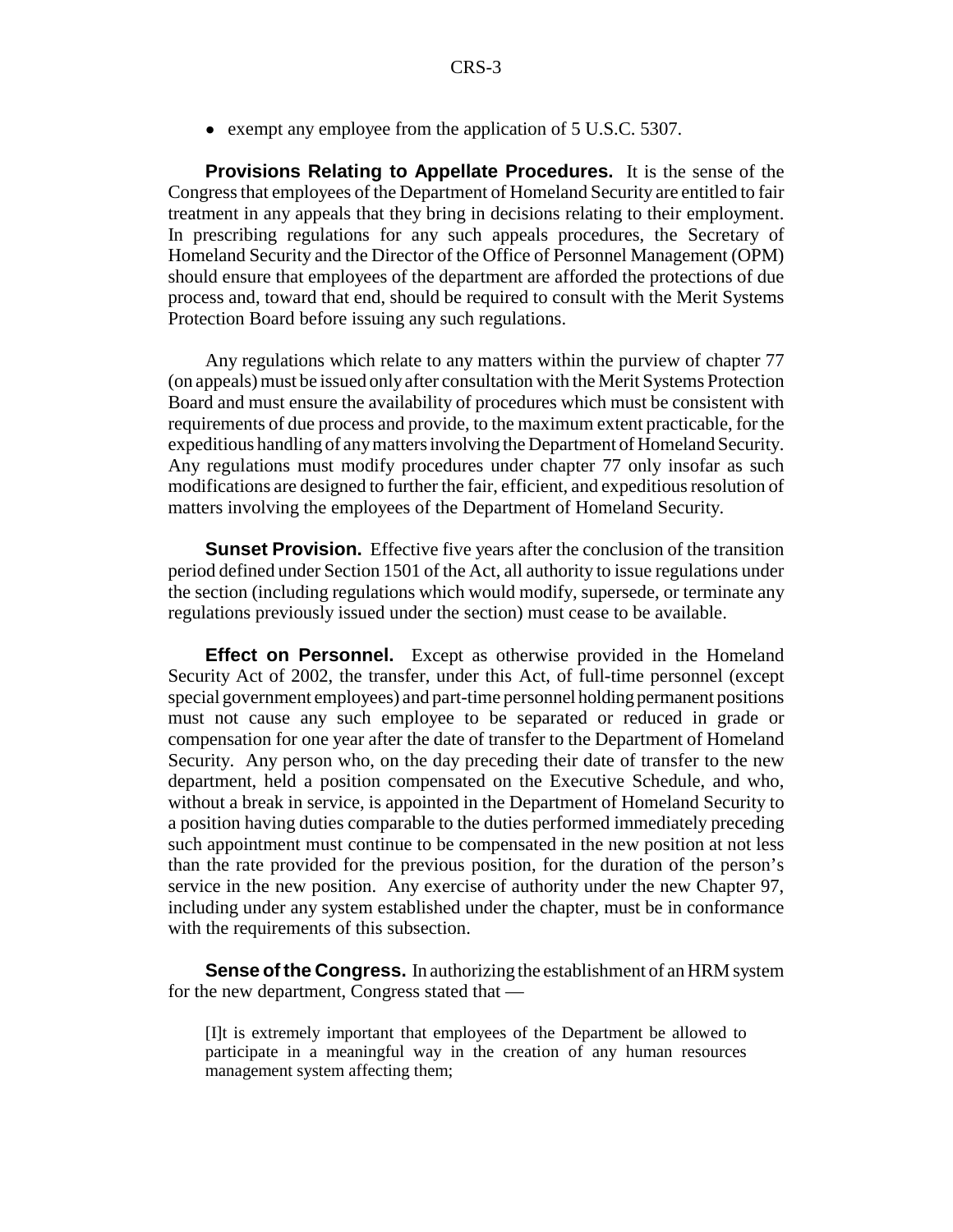- exempt any employee from the application of 5 U.S.C. 5307.

**Provisions Relating to Appellate Procedures.** It is the sense of the Congress that employees of the Department of Homeland Security are entitled to fair treatment in any appeals that they bring in decisions relating to their employment. In prescribing regulations for any such appeals procedures, the Secretary of Homeland Security and the Director of the Office of Personnel Management (OPM) should ensure that employees of the department are afforded the protections of due process and, toward that end, should be required to consult with the Merit Systems Protection Board before issuing any such regulations.

Any regulations which relate to any matters within the purview of chapter 77 (on appeals) must be issued only after consultation with the Merit Systems Protection Board and must ensure the availability of procedures which must be consistent with requirements of due process and provide, to the maximum extent practicable, for the expeditious handling of any matters involving the Department of Homeland Security. Any regulations must modify procedures under chapter 77 only insofar as such modifications are designed to further the fair, efficient, and expeditious resolution of matters involving the employees of the Department of Homeland Security.

**Sunset Provision.** Effective five years after the conclusion of the transition period defined under Section 1501 of the Act, all authority to issue regulations under the section (including regulations which would modify, supersede, or terminate any regulations previously issued under the section) must cease to be available.

**Effect on Personnel.** Except as otherwise provided in the Homeland Security Act of 2002, the transfer, under this Act, of full-time personnel (except special government employees) and part-time personnel holding permanent positions must not cause any such employee to be separated or reduced in grade or compensation for one year after the date of transfer to the Department of Homeland Security. Any person who, on the day preceding their date of transfer to the new department, held a position compensated on the Executive Schedule, and who, without a break in service, is appointed in the Department of Homeland Security to a position having duties comparable to the duties performed immediately preceding such appointment must continue to be compensated in the new position at not less than the rate provided for the previous position, for the duration of the person's service in the new position. Any exercise of authority under the new Chapter 97, including under any system established under the chapter, must be in conformance with the requirements of this subsection.

**Sense of the Congress.** In authorizing the establishment of an HRM system for the new department, Congress stated that —

> [I]t is extremely important that employees of the Department be allowed to participate in a meaningful way in the creation of any human resources management system affecting them;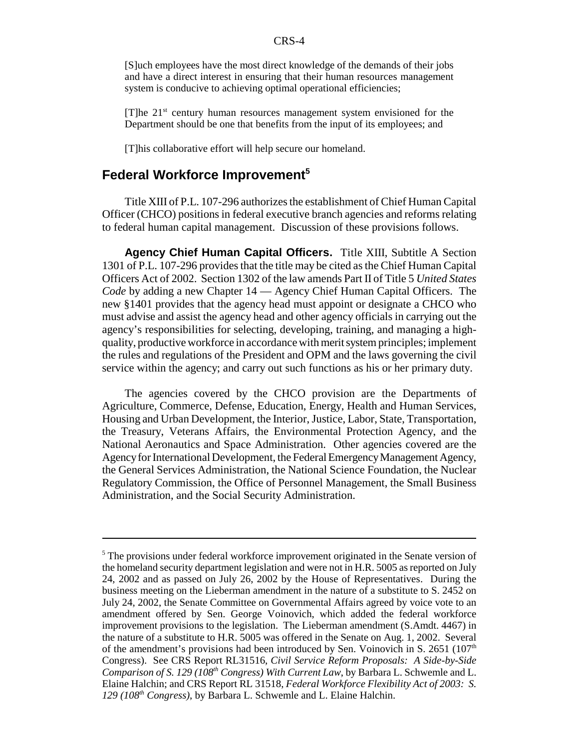[S]uch employees have the most direct knowledge of the demands of their jobs and have a direct interest in ensuring that their human resources management system is conducive to achieving optimal operational efficiencies;

[T]he 21st century human resources management system envisioned for the Department should be one that benefits from the input of its employees; and

[T]his collaborative effort will help secure our homeland.

## Federal Workforce Improvement[5]

Title XIII of P.L. 107-296 authorizes the establishment of Chief Human Capital Officer (CHCO) positions in federal executive branch agencies and reforms relating to federal human capital management. Discussion of these provisions follows.

**Agency Chief Human Capital Officers.** Title XIII, Subtitle A Section 1301 of P.L. 107-296 provides that the title may be cited as the Chief Human Capital Officers Act of 2002. Section 1302 of the law amends Part II of Title 5 *United States Code* by adding a new Chapter 14 — Agency Chief Human Capital Officers. The new §1401 provides that the agency head must appoint or designate a CHCO who must advise and assist the agency head and other agency officials in carrying out the agency's responsibilities for selecting, developing, training, and managing a high-quality, productive workforce in accordance with merit system principles; implement the rules and regulations of the President and OPM and the laws governing the civil service within the agency; and carry out such functions as his or her primary duty.

The agencies covered by the CHCO provision are the Departments of Agriculture, Commerce, Defense, Education, Energy, Health and Human Services, Housing and Urban Development, the Interior, Justice, Labor, State, Transportation, the Treasury, Veterans Affairs, the Environmental Protection Agency, and the National Aeronautics and Space Administration. Other agencies covered are the Agency for International Development, the Federal Emergency Management Agency, the General Services Administration, the National Science Foundation, the Nuclear Regulatory Commission, the Office of Personnel Management, the Small Business Administration, and the Social Security Administration.

---

[5] The provisions under federal workforce improvement originated in the Senate version of the homeland security department legislation and were not in H.R. 5005 as reported on July 24, 2002 and as passed on July 26, 2002 by the House of Representatives. During the business meeting on the Lieberman amendment in the nature of a substitute to S. 2452 on July 24, 2002, the Senate Committee on Governmental Affairs agreed by voice vote to an amendment offered by Sen. George Voinovich, which added the federal workforce improvement provisions to the legislation. The Lieberman amendment (S.Amdt. 4467) in the nature of a substitute to H.R. 5005 was offered in the Senate on Aug. 1, 2002. Several of the amendment's provisions had been introduced by Sen. Voinovich in S. 2651 (107th Congress). See CRS Report RL31516, *Civil Service Reform Proposals: A Side-by-Side Comparison of S. 129 (108th Congress) With Current Law*, by Barbara L. Schwemle and L. Elaine Halchin; and CRS Report RL 31518, *Federal Workforce Flexibility Act of 2003: S. 129 (108th Congress)*, by Barbara L. Schwemle and L. Elaine Halchin.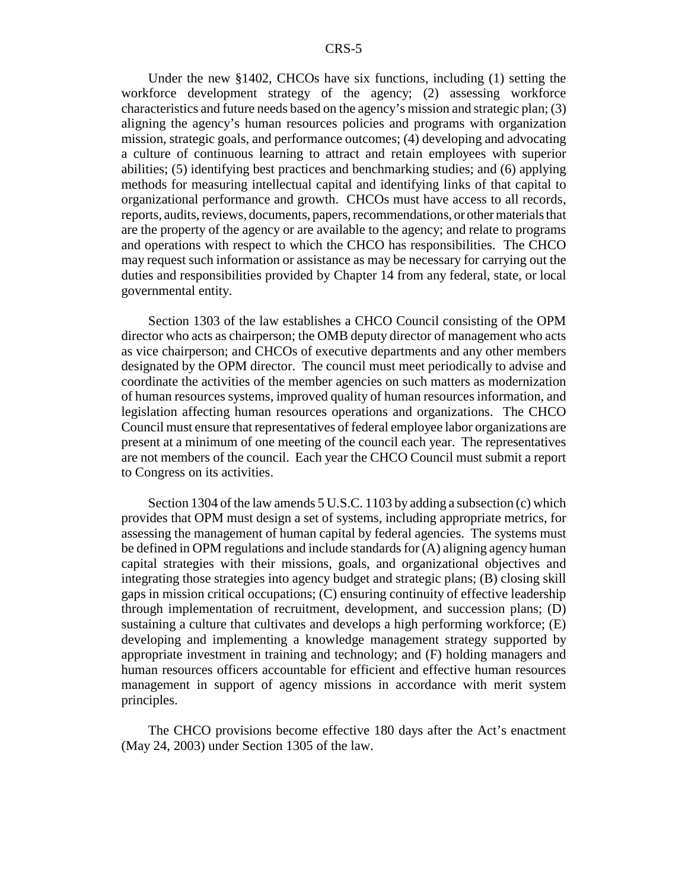Under the new §1402, CHCOs have six functions, including (1) setting the workforce development strategy of the agency; (2) assessing workforce characteristics and future needs based on the agency's mission and strategic plan; (3) aligning the agency's human resources policies and programs with organization mission, strategic goals, and performance outcomes; (4) developing and advocating a culture of continuous learning to attract and retain employees with superior abilities; (5) identifying best practices and benchmarking studies; and (6) applying methods for measuring intellectual capital and identifying links of that capital to organizational performance and growth. CHCOs must have access to all records, reports, audits, reviews, documents, papers, recommendations, or other materials that are the property of the agency or are available to the agency; and relate to programs and operations with respect to which the CHCO has responsibilities. The CHCO may request such information or assistance as may be necessary for carrying out the duties and responsibilities provided by Chapter 14 from any federal, state, or local governmental entity.

Section 1303 of the law establishes a CHCO Council consisting of the OPM director who acts as chairperson; the OMB deputy director of management who acts as vice chairperson; and CHCOs of executive departments and any other members designated by the OPM director. The council must meet periodically to advise and coordinate the activities of the member agencies on such matters as modernization of human resources systems, improved quality of human resources information, and legislation affecting human resources operations and organizations. The CHCO Council must ensure that representatives of federal employee labor organizations are present at a minimum of one meeting of the council each year. The representatives are not members of the council. Each year the CHCO Council must submit a report to Congress on its activities.

Section 1304 of the law amends 5 U.S.C. 1103 by adding a subsection (c) which provides that OPM must design a set of systems, including appropriate metrics, for assessing the management of human capital by federal agencies. The systems must be defined in OPM regulations and include standards for (A) aligning agency human capital strategies with their missions, goals, and organizational objectives and integrating those strategies into agency budget and strategic plans; (B) closing skill gaps in mission critical occupations; (C) ensuring continuity of effective leadership through implementation of recruitment, development, and succession plans; (D) sustaining a culture that cultivates and develops a high performing workforce; (E) developing and implementing a knowledge management strategy supported by appropriate investment in training and technology; and (F) holding managers and human resources officers accountable for efficient and effective human resources management in support of agency missions in accordance with merit system principles.

The CHCO provisions become effective 180 days after the Act's enactment (May 24, 2003) under Section 1305 of the law.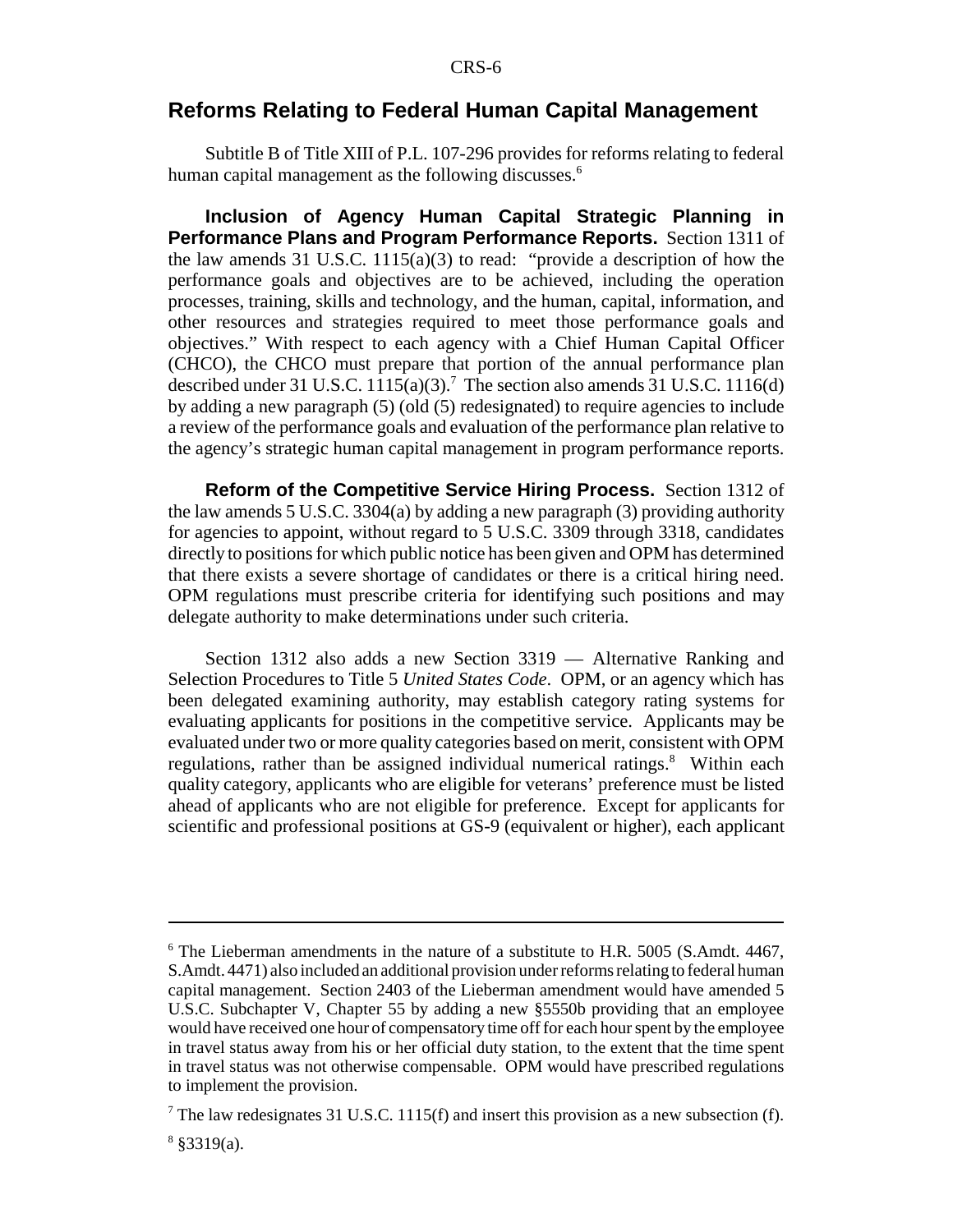## Reforms Relating to Federal Human Capital Management

Subtitle B of Title XIII of P.L. 107-296 provides for reforms relating to federal human capital management as the following discusses.[6]

**Inclusion of Agency Human Capital Strategic Planning in Performance Plans and Program Performance Reports.** Section 1311 of the law amends 31 U.S.C. 1115(a)(3) to read: "provide a description of how the performance goals and objectives are to be achieved, including the operation processes, training, skills and technology, and the human, capital, information, and other resources and strategies required to meet those performance goals and objectives." With respect to each agency with a Chief Human Capital Officer (CHCO), the CHCO must prepare that portion of the annual performance plan described under 31 U.S.C. 1115(a)(3).[7] The section also amends 31 U.S.C. 1116(d) by adding a new paragraph (5) (old (5) redesignated) to require agencies to include a review of the performance goals and evaluation of the performance plan relative to the agency's strategic human capital management in program performance reports.

**Reform of the Competitive Service Hiring Process.** Section 1312 of the law amends 5 U.S.C. 3304(a) by adding a new paragraph (3) providing authority for agencies to appoint, without regard to 5 U.S.C. 3309 through 3318, candidates directly to positions for which public notice has been given and OPM has determined that there exists a severe shortage of candidates or there is a critical hiring need. OPM regulations must prescribe criteria for identifying such positions and may delegate authority to make determinations under such criteria.

Section 1312 also adds a new Section 3319 — Alternative Ranking and Selection Procedures to Title 5 *United States Code*. OPM, or an agency which has been delegated examining authority, may establish category rating systems for evaluating applicants for positions in the competitive service. Applicants may be evaluated under two or more quality categories based on merit, consistent with OPM regulations, rather than be assigned individual numerical ratings.[8] Within each quality category, applicants who are eligible for veterans' preference must be listed ahead of applicants who are not eligible for preference. Except for applicants for scientific and professional positions at GS-9 (equivalent or higher), each applicant

---

[6] The Lieberman amendments in the nature of a substitute to H.R. 5005 (S.Amdt. 4467, S.Amdt. 4471) also included an additional provision under reforms relating to federal human capital management. Section 2403 of the Lieberman amendment would have amended 5 U.S.C. Subchapter V, Chapter 55 by adding a new §5550b providing that an employee would have received one hour of compensatory time off for each hour spent by the employee in travel status away from his or her official duty station, to the extent that the time spent in travel status was not otherwise compensable. OPM would have prescribed regulations to implement the provision.

[7] The law redesignates 31 U.S.C. 1115(f) and insert this provision as a new subsection (f).

[8] §3319(a).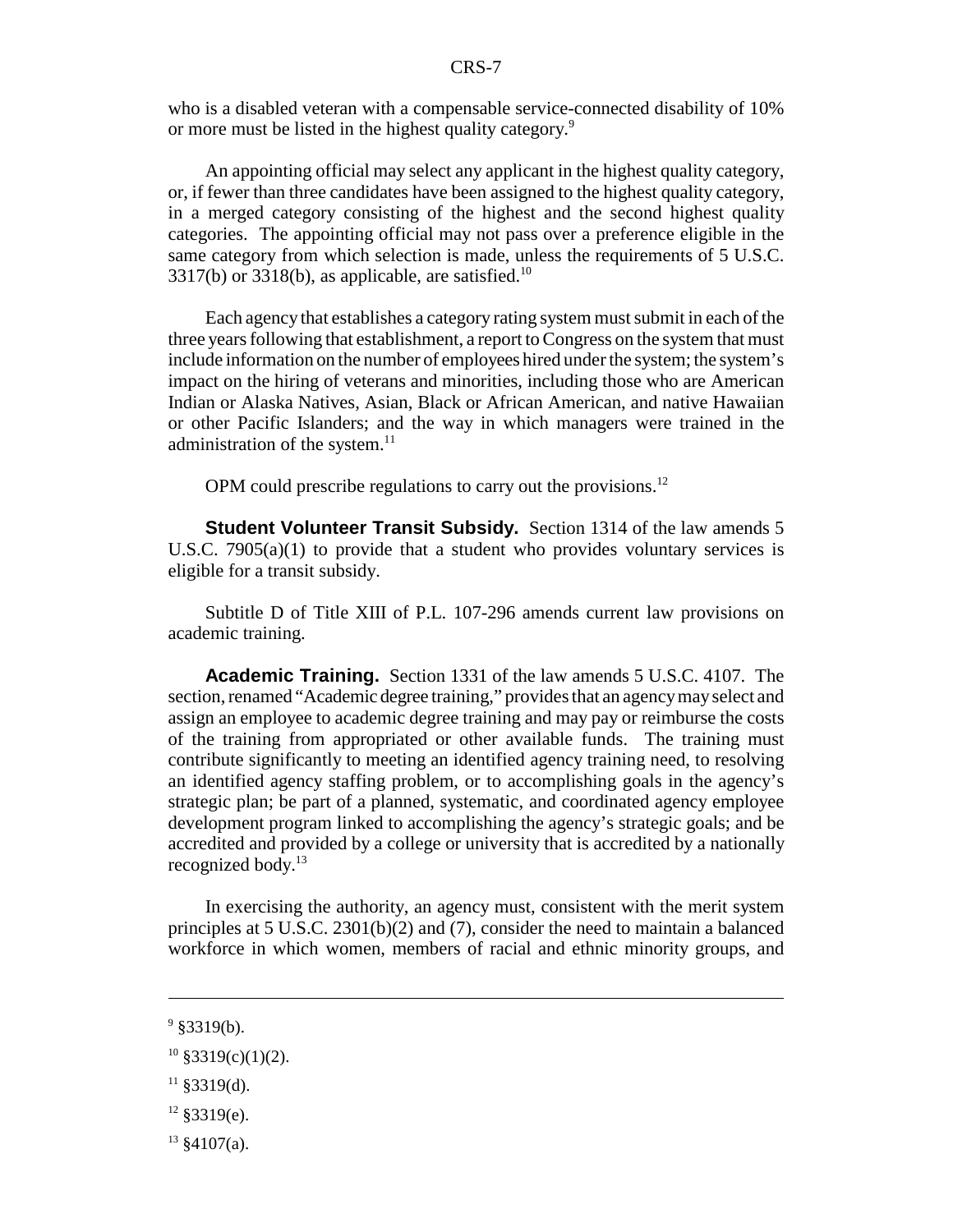who is a disabled veteran with a compensable service-connected disability of 10% or more must be listed in the highest quality category.[9]

An appointing official may select any applicant in the highest quality category, or, if fewer than three candidates have been assigned to the highest quality category, in a merged category consisting of the highest and the second highest quality categories. The appointing official may not pass over a preference eligible in the same category from which selection is made, unless the requirements of 5 U.S.C. 3317(b) or 3318(b), as applicable, are satisfied.[10]

Each agency that establishes a category rating system must submit in each of the three years following that establishment, a report to Congress on the system that must include information on the number of employees hired under the system; the system's impact on the hiring of veterans and minorities, including those who are American Indian or Alaska Natives, Asian, Black or African American, and native Hawaiian or other Pacific Islanders; and the way in which managers were trained in the administration of the system.[11]

OPM could prescribe regulations to carry out the provisions.[12]

**Student Volunteer Transit Subsidy.** Section 1314 of the law amends 5 U.S.C. 7905(a)(1) to provide that a student who provides voluntary services is eligible for a transit subsidy.

Subtitle D of Title XIII of P.L. 107-296 amends current law provisions on academic training.

**Academic Training.** Section 1331 of the law amends 5 U.S.C. 4107. The section, renamed "Academic degree training," provides that an agency may select and assign an employee to academic degree training and may pay or reimburse the costs of the training from appropriated or other available funds. The training must contribute significantly to meeting an identified agency training need, to resolving an identified agency staffing problem, or to accomplishing goals in the agency's strategic plan; be part of a planned, systematic, and coordinated agency employee development program linked to accomplishing the agency's strategic goals; and be accredited and provided by a college or university that is accredited by a nationally recognized body.[13]

In exercising the authority, an agency must, consistent with the merit system principles at 5 U.S.C. 2301(b)(2) and (7), consider the need to maintain a balanced workforce in which women, members of racial and ethnic minority groups, and

---

[9] §3319(b).

[10] §3319(c)(1)(2).

[11] §3319(d).

[12] §3319(e).

[13] §4107(a).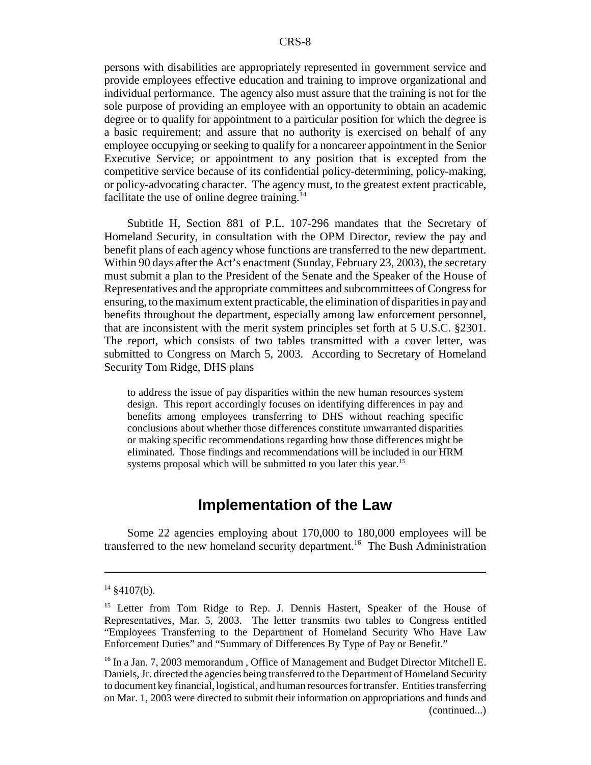persons with disabilities are appropriately represented in government service and provide employees effective education and training to improve organizational and individual performance. The agency also must assure that the training is not for the sole purpose of providing an employee with an opportunity to obtain an academic degree or to qualify for appointment to a particular position for which the degree is a basic requirement; and assure that no authority is exercised on behalf of any employee occupying or seeking to qualify for a noncareer appointment in the Senior Executive Service; or appointment to any position that is excepted from the competitive service because of its confidential policy-determining, policy-making, or policy-advocating character. The agency must, to the greatest extent practicable, facilitate the use of online degree training.[14]

Subtitle H, Section 881 of P.L. 107-296 mandates that the Secretary of Homeland Security, in consultation with the OPM Director, review the pay and benefit plans of each agency whose functions are transferred to the new department. Within 90 days after the Act's enactment (Sunday, February 23, 2003), the secretary must submit a plan to the President of the Senate and the Speaker of the House of Representatives and the appropriate committees and subcommittees of Congress for ensuring, to the maximum extent practicable, the elimination of disparities in pay and benefits throughout the department, especially among law enforcement personnel, that are inconsistent with the merit system principles set forth at 5 U.S.C. §2301. The report, which consists of two tables transmitted with a cover letter, was submitted to Congress on March 5, 2003. According to Secretary of Homeland Security Tom Ridge, DHS plans

> to address the issue of pay disparities within the new human resources system design. This report accordingly focuses on identifying differences in pay and benefits among employees transferring to DHS without reaching specific conclusions about whether those differences constitute unwarranted disparities or making specific recommendations regarding how those differences might be eliminated. Those findings and recommendations will be included in our HRM systems proposal which will be submitted to you later this year.[15]

## Implementation of the Law

Some 22 agencies employing about 170,000 to 180,000 employees will be transferred to the new homeland security department.[16] The Bush Administration

---

[14] §4107(b).

[15] Letter from Tom Ridge to Rep. J. Dennis Hastert, Speaker of the House of Representatives, Mar. 5, 2003. The letter transmits two tables to Congress entitled "Employees Transferring to the Department of Homeland Security Who Have Law Enforcement Duties" and "Summary of Differences By Type of Pay or Benefit."

[16] In a Jan. 7, 2003 memorandum , Office of Management and Budget Director Mitchell E. Daniels, Jr. directed the agencies being transferred to the Department of Homeland Security to document key financial, logistical, and human resources for transfer. Entities transferring on Mar. 1, 2003 were directed to submit their information on appropriations and funds and (continued...)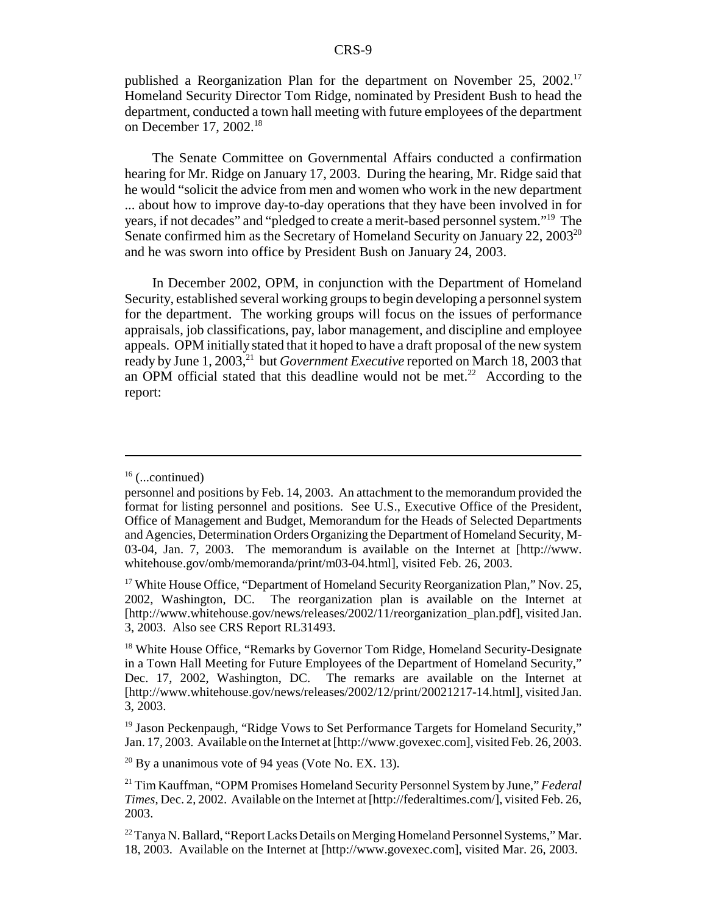published a Reorganization Plan for the department on November 25, 2002.[17] Homeland Security Director Tom Ridge, nominated by President Bush to head the department, conducted a town hall meeting with future employees of the department on December 17, 2002.[18]

The Senate Committee on Governmental Affairs conducted a confirmation hearing for Mr. Ridge on January 17, 2003. During the hearing, Mr. Ridge said that he would "solicit the advice from men and women who work in the new department ... about how to improve day-to-day operations that they have been involved in for years, if not decades" and "pledged to create a merit-based personnel system."[19] The Senate confirmed him as the Secretary of Homeland Security on January 22, 2003[20] and he was sworn into office by President Bush on January 24, 2003.

In December 2002, OPM, in conjunction with the Department of Homeland Security, established several working groups to begin developing a personnel system for the department. The working groups will focus on the issues of performance appraisals, job classifications, pay, labor management, and discipline and employee appeals. OPM initially stated that it hoped to have a draft proposal of the new system ready by June 1, 2003,[21] but *Government Executive* reported on March 18, 2003 that an OPM official stated that this deadline would not be met.[22] According to the report:

---

[16] (...continued)
personnel and positions by Feb. 14, 2003. An attachment to the memorandum provided the format for listing personnel and positions. See U.S., Executive Office of the President, Office of Management and Budget, Memorandum for the Heads of Selected Departments and Agencies, Determination Orders Organizing the Department of Homeland Security, M-03-04, Jan. 7, 2003. The memorandum is available on the Internet at [http://www.whitehouse.gov/omb/memoranda/print/m03-04.html], visited Feb. 26, 2003.

[17] White House Office, "Department of Homeland Security Reorganization Plan," Nov. 25, 2002, Washington, DC. The reorganization plan is available on the Internet at [http://www.whitehouse.gov/news/releases/2002/11/reorganization_plan.pdf], visited Jan. 3, 2003. Also see CRS Report RL31493.

[18] White House Office, "Remarks by Governor Tom Ridge, Homeland Security-Designate in a Town Hall Meeting for Future Employees of the Department of Homeland Security," Dec. 17, 2002, Washington, DC. The remarks are available on the Internet at [http://www.whitehouse.gov/news/releases/2002/12/print/20021217-14.html], visited Jan. 3, 2003.

[19] Jason Peckenpaugh, "Ridge Vows to Set Performance Targets for Homeland Security," Jan. 17, 2003. Available on the Internet at [http://www.govexec.com], visited Feb. 26, 2003.

[20] By a unanimous vote of 94 yeas (Vote No. EX. 13).

[21] Tim Kauffman, "OPM Promises Homeland Security Personnel System by June," *Federal Times*, Dec. 2, 2002. Available on the Internet at [http://federaltimes.com/], visited Feb. 26, 2003.

[22] Tanya N. Ballard, "Report Lacks Details on Merging Homeland Personnel Systems," Mar. 18, 2003. Available on the Internet at [http://www.govexec.com], visited Mar. 26, 2003.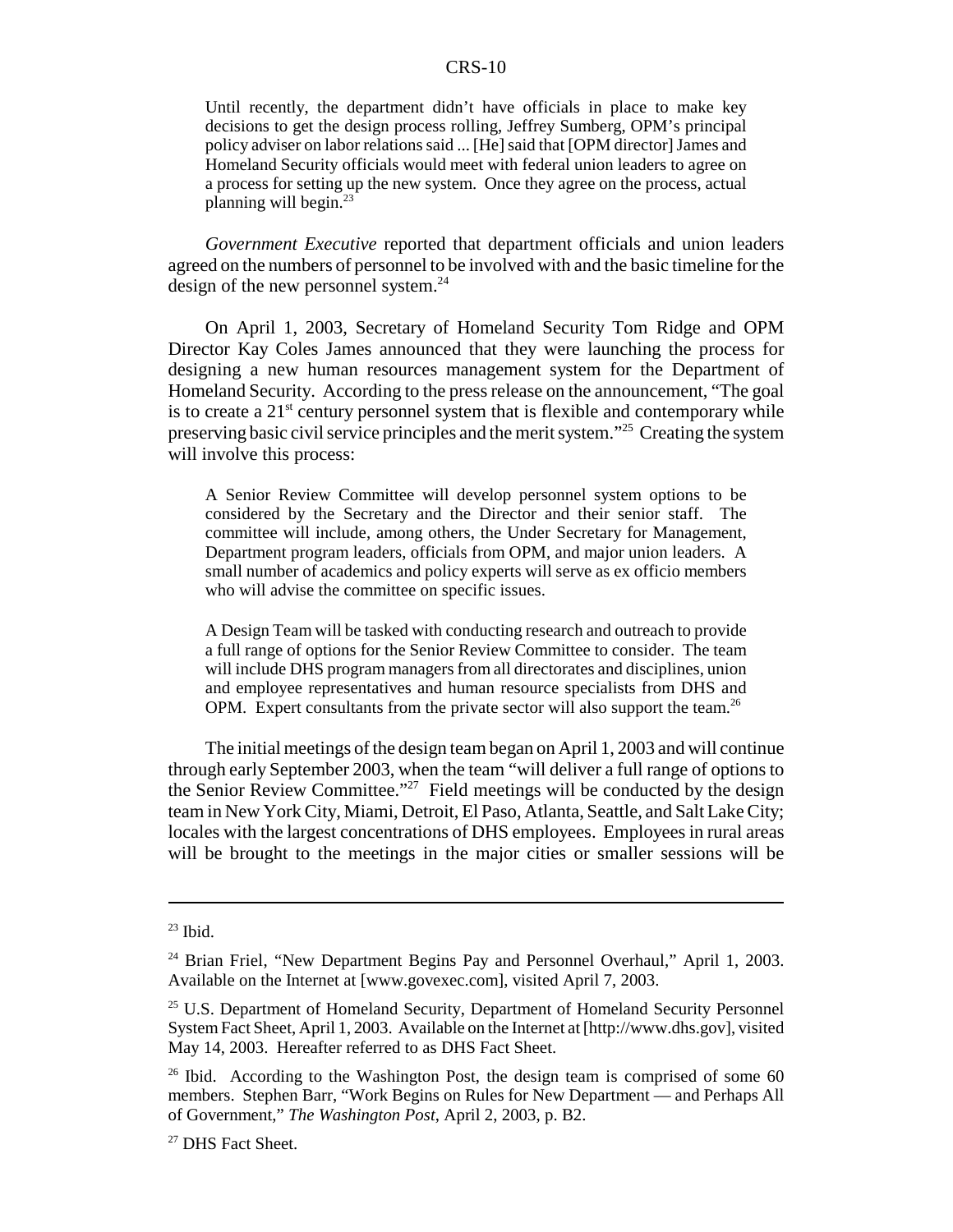> Until recently, the department didn't have officials in place to make key decisions to get the design process rolling, Jeffrey Sumberg, OPM's principal policy adviser on labor relations said ... [He] said that [OPM director] James and Homeland Security officials would meet with federal union leaders to agree on a process for setting up the new system. Once they agree on the process, actual planning will begin.[23]

*Government Executive* reported that department officials and union leaders agreed on the numbers of personnel to be involved with and the basic timeline for the design of the new personnel system.[24]

On April 1, 2003, Secretary of Homeland Security Tom Ridge and OPM Director Kay Coles James announced that they were launching the process for designing a new human resources management system for the Department of Homeland Security. According to the press release on the announcement, "The goal is to create a 21st century personnel system that is flexible and contemporary while preserving basic civil service principles and the merit system."[25] Creating the system will involve this process:

> A Senior Review Committee will develop personnel system options to be considered by the Secretary and the Director and their senior staff. The committee will include, among others, the Under Secretary for Management, Department program leaders, officials from OPM, and major union leaders. A small number of academics and policy experts will serve as ex officio members who will advise the committee on specific issues.
>
> A Design Team will be tasked with conducting research and outreach to provide a full range of options for the Senior Review Committee to consider. The team will include DHS program managers from all directorates and disciplines, union and employee representatives and human resource specialists from DHS and OPM. Expert consultants from the private sector will also support the team.[26]

The initial meetings of the design team began on April 1, 2003 and will continue through early September 2003, when the team "will deliver a full range of options to the Senior Review Committee."[27] Field meetings will be conducted by the design team in New York City, Miami, Detroit, El Paso, Atlanta, Seattle, and Salt Lake City; locales with the largest concentrations of DHS employees. Employees in rural areas will be brought to the meetings in the major cities or smaller sessions will be

---

[23] Ibid.

[24] Brian Friel, "New Department Begins Pay and Personnel Overhaul," April 1, 2003. Available on the Internet at [www.govexec.com], visited April 7, 2003.

[25] U.S. Department of Homeland Security, Department of Homeland Security Personnel System Fact Sheet, April 1, 2003. Available on the Internet at [http://www.dhs.gov], visited May 14, 2003. Hereafter referred to as DHS Fact Sheet.

[26] Ibid. According to the Washington Post, the design team is comprised of some 60 members. Stephen Barr, "Work Begins on Rules for New Department — and Perhaps All of Government," *The Washington Post*, April 2, 2003, p. B2.

[27] DHS Fact Sheet.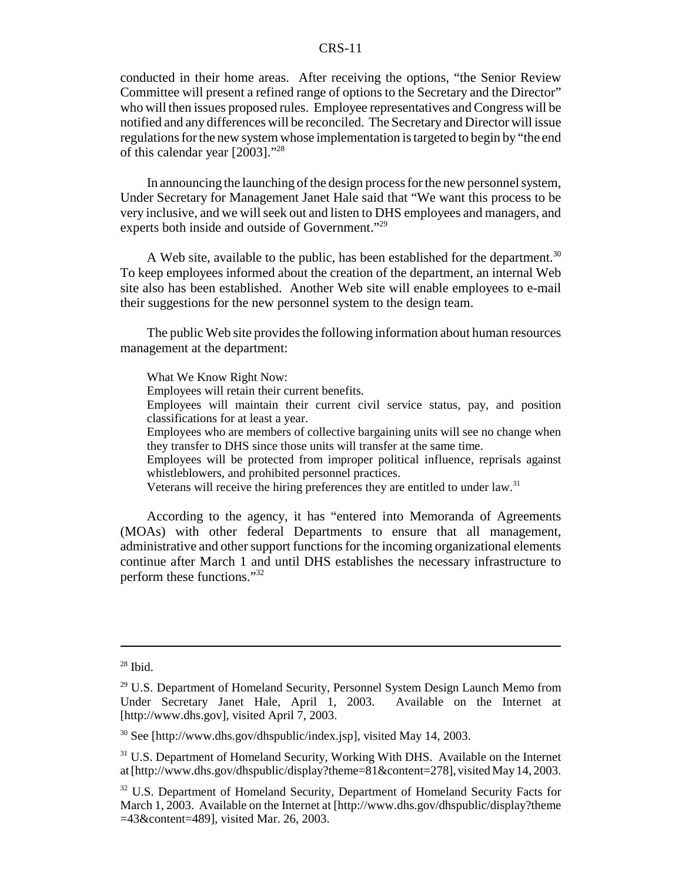conducted in their home areas. After receiving the options, "the Senior Review Committee will present a refined range of options to the Secretary and the Director" who will then issues proposed rules. Employee representatives and Congress will be notified and any differences will be reconciled. The Secretary and Director will issue regulations for the new system whose implementation is targeted to begin by "the end of this calendar year [2003]."[28]

In announcing the launching of the design process for the new personnel system, Under Secretary for Management Janet Hale said that "We want this process to be very inclusive, and we will seek out and listen to DHS employees and managers, and experts both inside and outside of Government."[29]

A Web site, available to the public, has been established for the department.[30] To keep employees informed about the creation of the department, an internal Web site also has been established. Another Web site will enable employees to e-mail their suggestions for the new personnel system to the design team.

The public Web site provides the following information about human resources management at the department:

> What We Know Right Now:
> Employees will retain their current benefits.
> Employees will maintain their current civil service status, pay, and position classifications for at least a year.
> Employees who are members of collective bargaining units will see no change when they transfer to DHS since those units will transfer at the same time.
> Employees will be protected from improper political influence, reprisals against whistleblowers, and prohibited personnel practices.
> Veterans will receive the hiring preferences they are entitled to under law.[31]

According to the agency, it has "entered into Memoranda of Agreements (MOAs) with other federal Departments to ensure that all management, administrative and other support functions for the incoming organizational elements continue after March 1 and until DHS establishes the necessary infrastructure to perform these functions."[32]

---

[28] Ibid.

[29] U.S. Department of Homeland Security, Personnel System Design Launch Memo from Under Secretary Janet Hale, April 1, 2003. Available on the Internet at [http://www.dhs.gov], visited April 7, 2003.

[30] See [http://www.dhs.gov/dhspublic/index.jsp], visited May 14, 2003.

[31] U.S. Department of Homeland Security, Working With DHS. Available on the Internet at [http://www.dhs.gov/dhspublic/display?theme=81&content=278], visited May 14, 2003.

[32] U.S. Department of Homeland Security, Department of Homeland Security Facts for March 1, 2003. Available on the Internet at [http://www.dhs.gov/dhspublic/display?theme=43&content=489], visited Mar. 26, 2003.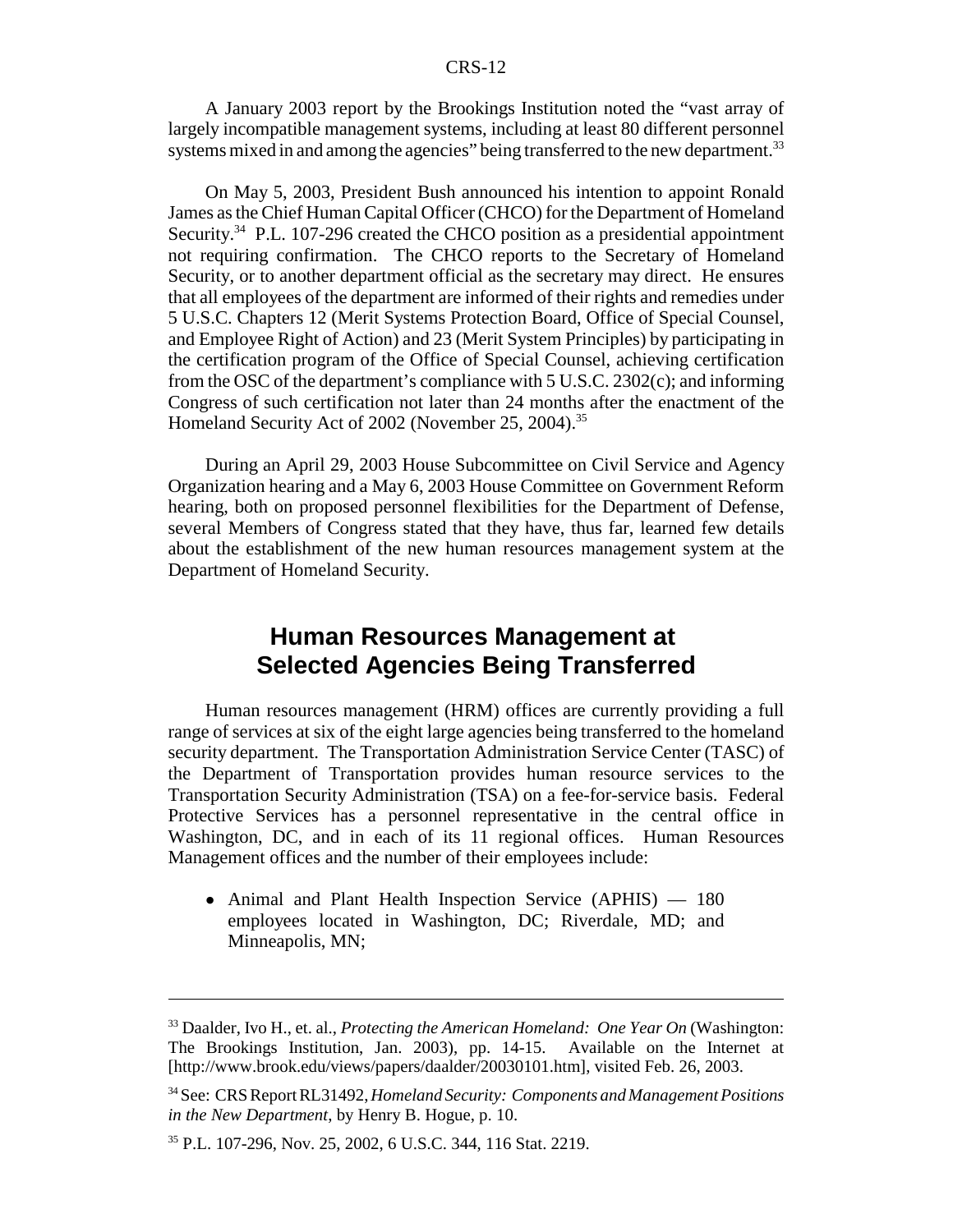A January 2003 report by the Brookings Institution noted the "vast array of largely incompatible management systems, including at least 80 different personnel systems mixed in and among the agencies" being transferred to the new department.[33]

On May 5, 2003, President Bush announced his intention to appoint Ronald James as the Chief Human Capital Officer (CHCO) for the Department of Homeland Security.[34] P.L. 107-296 created the CHCO position as a presidential appointment not requiring confirmation. The CHCO reports to the Secretary of Homeland Security, or to another department official as the secretary may direct. He ensures that all employees of the department are informed of their rights and remedies under 5 U.S.C. Chapters 12 (Merit Systems Protection Board, Office of Special Counsel, and Employee Right of Action) and 23 (Merit System Principles) by participating in the certification program of the Office of Special Counsel, achieving certification from the OSC of the department's compliance with 5 U.S.C. 2302(c); and informing Congress of such certification not later than 24 months after the enactment of the Homeland Security Act of 2002 (November 25, 2004).[35]

During an April 29, 2003 House Subcommittee on Civil Service and Agency Organization hearing and a May 6, 2003 House Committee on Government Reform hearing, both on proposed personnel flexibilities for the Department of Defense, several Members of Congress stated that they have, thus far, learned few details about the establishment of the new human resources management system at the Department of Homeland Security.

## Human Resources Management at Selected Agencies Being Transferred

Human resources management (HRM) offices are currently providing a full range of services at six of the eight large agencies being transferred to the homeland security department. The Transportation Administration Service Center (TASC) of the Department of Transportation provides human resource services to the Transportation Security Administration (TSA) on a fee-for-service basis. Federal Protective Services has a personnel representative in the central office in Washington, DC, and in each of its 11 regional offices. Human Resources Management offices and the number of their employees include:

- Animal and Plant Health Inspection Service (APHIS) — 180 employees located in Washington, DC; Riverdale, MD; and Minneapolis, MN;

---

[33] Daalder, Ivo H., et. al., *Protecting the American Homeland: One Year On* (Washington: The Brookings Institution, Jan. 2003), pp. 14-15. Available on the Internet at [http://www.brook.edu/views/papers/daalder/20030101.htm], visited Feb. 26, 2003.

[34] See: CRS Report RL31492, *Homeland Security: Components and Management Positions in the New Department*, by Henry B. Hogue, p. 10.

[35] P.L. 107-296, Nov. 25, 2002, 6 U.S.C. 344, 116 Stat. 2219.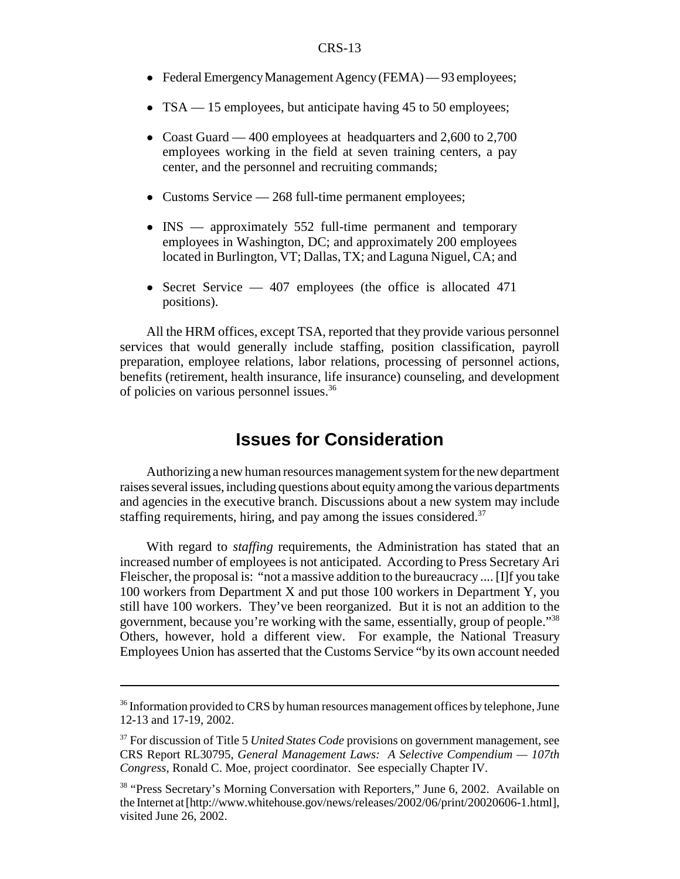- Federal Emergency Management Agency (FEMA) — 93 employees;
- TSA — 15 employees, but anticipate having 45 to 50 employees;
- Coast Guard — 400 employees at headquarters and 2,600 to 2,700 employees working in the field at seven training centers, a pay center, and the personnel and recruiting commands;
- Customs Service — 268 full-time permanent employees;
- INS — approximately 552 full-time permanent and temporary employees in Washington, DC; and approximately 200 employees located in Burlington, VT; Dallas, TX; and Laguna Niguel, CA; and
- Secret Service — 407 employees (the office is allocated 471 positions).

All the HRM offices, except TSA, reported that they provide various personnel services that would generally include staffing, position classification, payroll preparation, employee relations, labor relations, processing of personnel actions, benefits (retirement, health insurance, life insurance) counseling, and development of policies on various personnel issues.[36]

## Issues for Consideration

Authorizing a new human resources management system for the new department raises several issues, including questions about equity among the various departments and agencies in the executive branch. Discussions about a new system may include staffing requirements, hiring, and pay among the issues considered.[37]

With regard to *staffing* requirements, the Administration has stated that an increased number of employees is not anticipated. According to Press Secretary Ari Fleischer, the proposal is: "not a massive addition to the bureaucracy .... [I]f you take 100 workers from Department X and put those 100 workers in Department Y, you still have 100 workers. They've been reorganized. But it is not an addition to the government, because you're working with the same, essentially, group of people."[38] Others, however, hold a different view. For example, the National Treasury Employees Union has asserted that the Customs Service "by its own account needed

---

[36] Information provided to CRS by human resources management offices by telephone, June 12-13 and 17-19, 2002.

[37] For discussion of Title 5 *United States Code* provisions on government management, see CRS Report RL30795, *General Management Laws: A Selective Compendium — 107th Congress*, Ronald C. Moe, project coordinator. See especially Chapter IV.

[38] "Press Secretary's Morning Conversation with Reporters," June 6, 2002. Available on the Internet at [http://www.whitehouse.gov/news/releases/2002/06/print/20020606-1.html], visited June 26, 2002.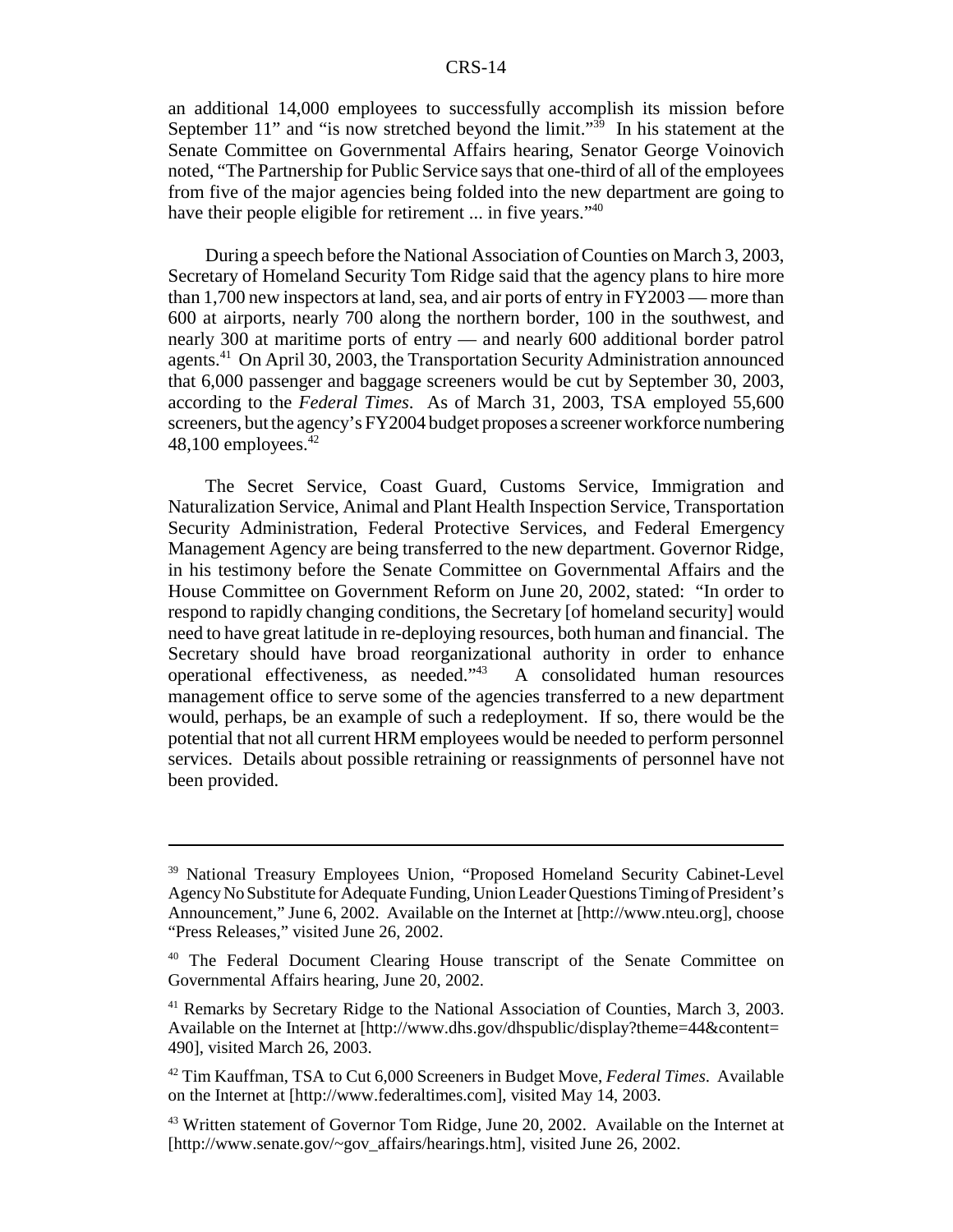an additional 14,000 employees to successfully accomplish its mission before September 11" and "is now stretched beyond the limit."[39] In his statement at the Senate Committee on Governmental Affairs hearing, Senator George Voinovich noted, "The Partnership for Public Service says that one-third of all of the employees from five of the major agencies being folded into the new department are going to have their people eligible for retirement ... in five years."[40]

During a speech before the National Association of Counties on March 3, 2003, Secretary of Homeland Security Tom Ridge said that the agency plans to hire more than 1,700 new inspectors at land, sea, and air ports of entry in FY2003 — more than 600 at airports, nearly 700 along the northern border, 100 in the southwest, and nearly 300 at maritime ports of entry — and nearly 600 additional border patrol agents.[41] On April 30, 2003, the Transportation Security Administration announced that 6,000 passenger and baggage screeners would be cut by September 30, 2003, according to the *Federal Times*. As of March 31, 2003, TSA employed 55,600 screeners, but the agency's FY2004 budget proposes a screener workforce numbering 48,100 employees.[42]

The Secret Service, Coast Guard, Customs Service, Immigration and Naturalization Service, Animal and Plant Health Inspection Service, Transportation Security Administration, Federal Protective Services, and Federal Emergency Management Agency are being transferred to the new department. Governor Ridge, in his testimony before the Senate Committee on Governmental Affairs and the House Committee on Government Reform on June 20, 2002, stated: "In order to respond to rapidly changing conditions, the Secretary [of homeland security] would need to have great latitude in re-deploying resources, both human and financial. The Secretary should have broad reorganizational authority in order to enhance operational effectiveness, as needed."[43] A consolidated human resources management office to serve some of the agencies transferred to a new department would, perhaps, be an example of such a redeployment. If so, there would be the potential that not all current HRM employees would be needed to perform personnel services. Details about possible retraining or reassignments of personnel have not been provided.

---

[39] National Treasury Employees Union, "Proposed Homeland Security Cabinet-Level Agency No Substitute for Adequate Funding, Union Leader Questions Timing of President's Announcement," June 6, 2002. Available on the Internet at [http://www.nteu.org], choose "Press Releases," visited June 26, 2002.

[40] The Federal Document Clearing House transcript of the Senate Committee on Governmental Affairs hearing, June 20, 2002.

[41] Remarks by Secretary Ridge to the National Association of Counties, March 3, 2003. Available on the Internet at [http://www.dhs.gov/dhspublic/display?theme=44&content=490], visited March 26, 2003.

[42] Tim Kauffman, TSA to Cut 6,000 Screeners in Budget Move, *Federal Times*. Available on the Internet at [http://www.federaltimes.com], visited May 14, 2003.

[43] Written statement of Governor Tom Ridge, June 20, 2002. Available on the Internet at [http://www.senate.gov/~gov_affairs/hearings.htm], visited June 26, 2002.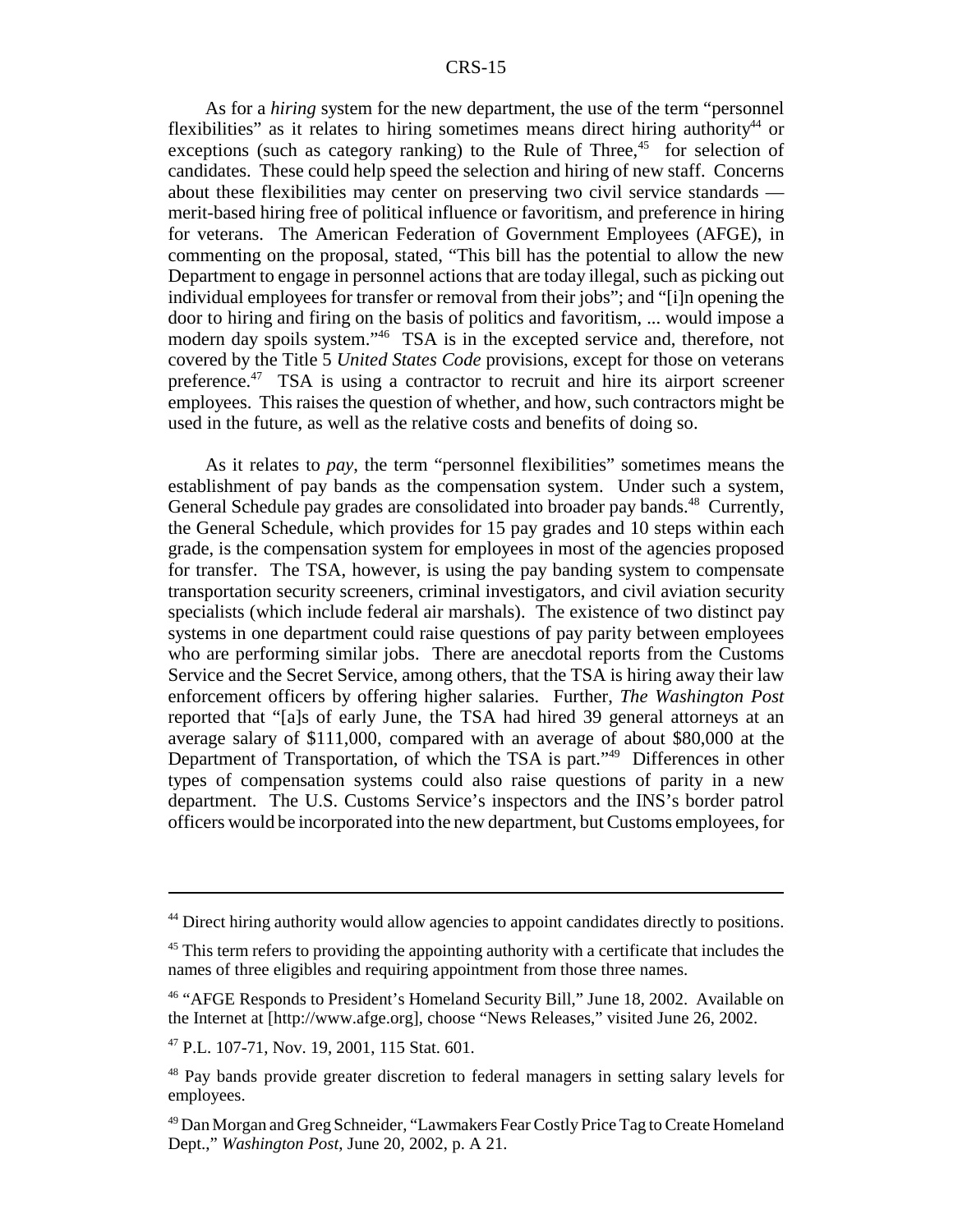As for a *hiring* system for the new department, the use of the term "personnel flexibilities" as it relates to hiring sometimes means direct hiring authority[44] or exceptions (such as category ranking) to the Rule of Three,[45] for selection of candidates. These could help speed the selection and hiring of new staff. Concerns about these flexibilities may center on preserving two civil service standards — merit-based hiring free of political influence or favoritism, and preference in hiring for veterans. The American Federation of Government Employees (AFGE), in commenting on the proposal, stated, "This bill has the potential to allow the new Department to engage in personnel actions that are today illegal, such as picking out individual employees for transfer or removal from their jobs"; and "[i]n opening the door to hiring and firing on the basis of politics and favoritism, ... would impose a modern day spoils system."[46] TSA is in the excepted service and, therefore, not covered by the Title 5 *United States Code* provisions, except for those on veterans preference.[47] TSA is using a contractor to recruit and hire its airport screener employees. This raises the question of whether, and how, such contractors might be used in the future, as well as the relative costs and benefits of doing so.

As it relates to *pay*, the term "personnel flexibilities" sometimes means the establishment of pay bands as the compensation system. Under such a system, General Schedule pay grades are consolidated into broader pay bands.[48] Currently, the General Schedule, which provides for 15 pay grades and 10 steps within each grade, is the compensation system for employees in most of the agencies proposed for transfer. The TSA, however, is using the pay banding system to compensate transportation security screeners, criminal investigators, and civil aviation security specialists (which include federal air marshals). The existence of two distinct pay systems in one department could raise questions of pay parity between employees who are performing similar jobs. There are anecdotal reports from the Customs Service and the Secret Service, among others, that the TSA is hiring away their law enforcement officers by offering higher salaries. Further, *The Washington Post* reported that "[a]s of early June, the TSA had hired 39 general attorneys at an average salary of $111,000, compared with an average of about $80,000 at the Department of Transportation, of which the TSA is part."[49] Differences in other types of compensation systems could also raise questions of parity in a new department. The U.S. Customs Service's inspectors and the INS's border patrol officers would be incorporated into the new department, but Customs employees, for

---

[44] Direct hiring authority would allow agencies to appoint candidates directly to positions.

[45] This term refers to providing the appointing authority with a certificate that includes the names of three eligibles and requiring appointment from those three names.

[46] "AFGE Responds to President's Homeland Security Bill," June 18, 2002. Available on the Internet at [http://www.afge.org], choose "News Releases," visited June 26, 2002.

[47] P.L. 107-71, Nov. 19, 2001, 115 Stat. 601.

[48] Pay bands provide greater discretion to federal managers in setting salary levels for employees.

[49] Dan Morgan and Greg Schneider, "Lawmakers Fear Costly Price Tag to Create Homeland Dept.," *Washington Post*, June 20, 2002, p. A 21.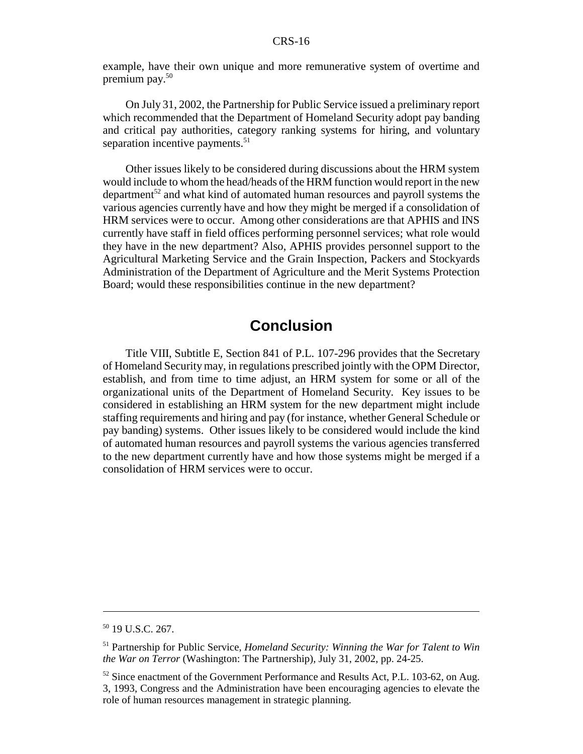example, have their own unique and more remunerative system of overtime and premium pay.[50]

On July 31, 2002, the Partnership for Public Service issued a preliminary report which recommended that the Department of Homeland Security adopt pay banding and critical pay authorities, category ranking systems for hiring, and voluntary separation incentive payments.[51]

Other issues likely to be considered during discussions about the HRM system would include to whom the head/heads of the HRM function would report in the new department[52] and what kind of automated human resources and payroll systems the various agencies currently have and how they might be merged if a consolidation of HRM services were to occur. Among other considerations are that APHIS and INS currently have staff in field offices performing personnel services; what role would they have in the new department? Also, APHIS provides personnel support to the Agricultural Marketing Service and the Grain Inspection, Packers and Stockyards Administration of the Department of Agriculture and the Merit Systems Protection Board; would these responsibilities continue in the new department?

## Conclusion

Title VIII, Subtitle E, Section 841 of P.L. 107-296 provides that the Secretary of Homeland Security may, in regulations prescribed jointly with the OPM Director, establish, and from time to time adjust, an HRM system for some or all of the organizational units of the Department of Homeland Security. Key issues to be considered in establishing an HRM system for the new department might include staffing requirements and hiring and pay (for instance, whether General Schedule or pay banding) systems. Other issues likely to be considered would include the kind of automated human resources and payroll systems the various agencies transferred to the new department currently have and how those systems might be merged if a consolidation of HRM services were to occur.

---

[50] 19 U.S.C. 267.

[51] Partnership for Public Service, *Homeland Security: Winning the War for Talent to Win the War on Terror* (Washington: The Partnership), July 31, 2002, pp. 24-25.

[52] Since enactment of the Government Performance and Results Act, P.L. 103-62, on Aug. 3, 1993, Congress and the Administration have been encouraging agencies to elevate the role of human resources management in strategic planning.